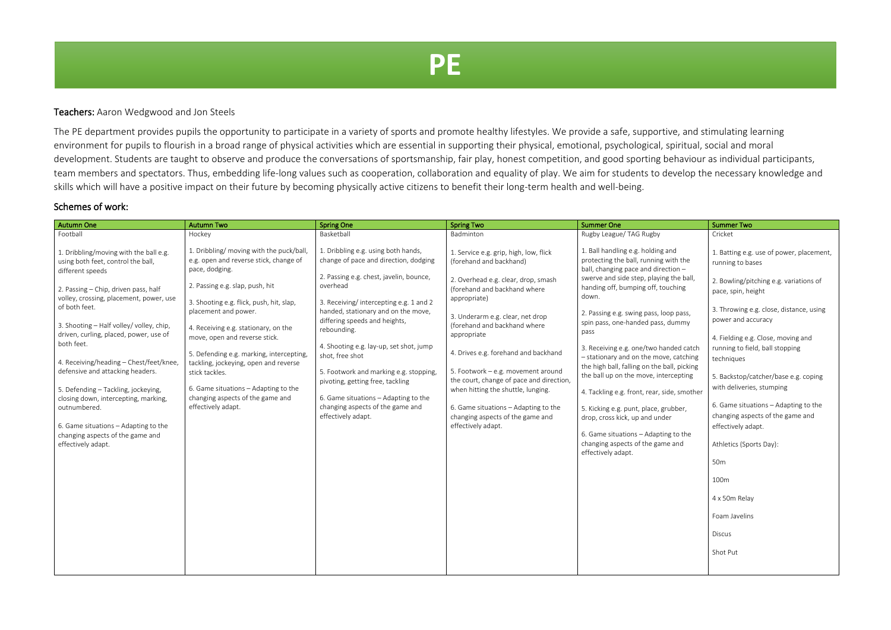# PE

**Teachers:** Aaron Wedgwood and Jon Steels

The PE department provides pupils the opportunity to participate in a variety of sports and promote healthy lifestyles. We provide a safe, supportive, and stimulating learning environment for pupils to flourish in a broad range of physical activities which are essential in supporting their physical, emotional, psychological, spiritual, social and moral development. Students are taught to observe and produce the conversations of sportsmanship, fair play, honest competition, and good sporting behaviour as individual participants, team members and spectators. Thus, embedding life-long values such as cooperation, collaboration and equality of play. We aim for students to develop the necessary knowledge and skills which will have a positive impact on their future by becoming physically active citizens to benefit their long-term health and well-being.

## Schemes of work:

| Autumn One | Autumn Two | Spring One | Spring Two | Summer One | Summer Two |
|---|---|---|---|---|---|
| Football<br><br>1. Dribbling/moving with the ball e.g. using both feet, control the ball, different speeds<br><br>2. Passing – Chip, driven pass, half volley, crossing, placement, power, use of both feet.<br><br>3. Shooting – Half volley/ volley, chip, driven, curling, placed, power, use of both feet.<br><br>4. Receiving/heading – Chest/feet/knee, defensive and attacking headers.<br><br>5. Defending – Tackling, jockeying, closing down, intercepting, marking, outnumbered.<br><br>6. Game situations – Adapting to the changing aspects of the game and effectively adapt. | Hockey<br><br>1. Dribbling/ moving with the puck/ball, e.g. open and reverse stick, change of pace, dodging.<br><br>2. Passing e.g. slap, push, hit<br><br>3. Shooting e.g. flick, push, hit, slap, placement and power.<br><br>4. Receiving e.g. stationary, on the move, open and reverse stick.<br><br>5. Defending e.g. marking, intercepting, tackling, jockeying, open and reverse stick tackles.<br><br>6. Game situations – Adapting to the changing aspects of the game and effectively adapt. | Basketball<br><br>1. Dribbling e.g. using both hands, change of pace and direction, dodging<br><br>2. Passing e.g. chest, javelin, bounce, overhead<br><br>3. Receiving/ intercepting e.g. 1 and 2 handed, stationary and on the move, differing speeds and heights, rebounding.<br><br>4. Shooting e.g. lay-up, set shot, jump shot, free shot<br><br>5. Footwork and marking e.g. stopping, pivoting, getting free, tackling<br><br>6. Game situations – Adapting to the changing aspects of the game and effectively adapt. | Badminton<br><br>1. Service e.g. grip, high, low, flick (forehand and backhand)<br><br>2. Overhead e.g. clear, drop, smash (forehand and backhand where appropriate)<br><br>3. Underarm e.g. clear, net drop (forehand and backhand where appropriate<br><br>4. Drives e.g. forehand and backhand<br><br>5. Footwork – e.g. movement around the court, change of pace and direction, when hitting the shuttle, lunging.<br><br>6. Game situations – Adapting to the changing aspects of the game and effectively adapt. | Rugby League/ TAG Rugby<br><br>1. Ball handling e.g. holding and protecting the ball, running with the ball, changing pace and direction – swerve and side step, playing the ball, handing off, bumping off, touching down.<br><br>2. Passing e.g. swing pass, loop pass, spin pass, one-handed pass, dummy pass<br><br>3. Receiving e.g. one/two handed catch – stationary and on the move, catching the high ball, falling on the ball, picking the ball up on the move, intercepting<br><br>4. Tackling e.g. front, rear, side, smother<br><br>5. Kicking e.g. punt, place, grubber, drop, cross kick, up and under<br><br>6. Game situations – Adapting to the changing aspects of the game and effectively adapt. | Cricket<br><br>1. Batting e.g. use of power, placement, running to bases<br><br>2. Bowling/pitching e.g. variations of pace, spin, height<br><br>3. Throwing e.g. close, distance, using power and accuracy<br><br>4. Fielding e.g. Close, moving and running to field, ball stopping techniques<br><br>5. Backstop/catcher/base e.g. coping with deliveries, stumping<br><br>6. Game situations – Adapting to the changing aspects of the game and effectively adapt.<br><br>Athletics (Sports Day):<br><br>50m<br><br>100m<br><br>4 x 50m Relay<br><br>Foam Javelins<br><br>Discus<br><br>Shot Put |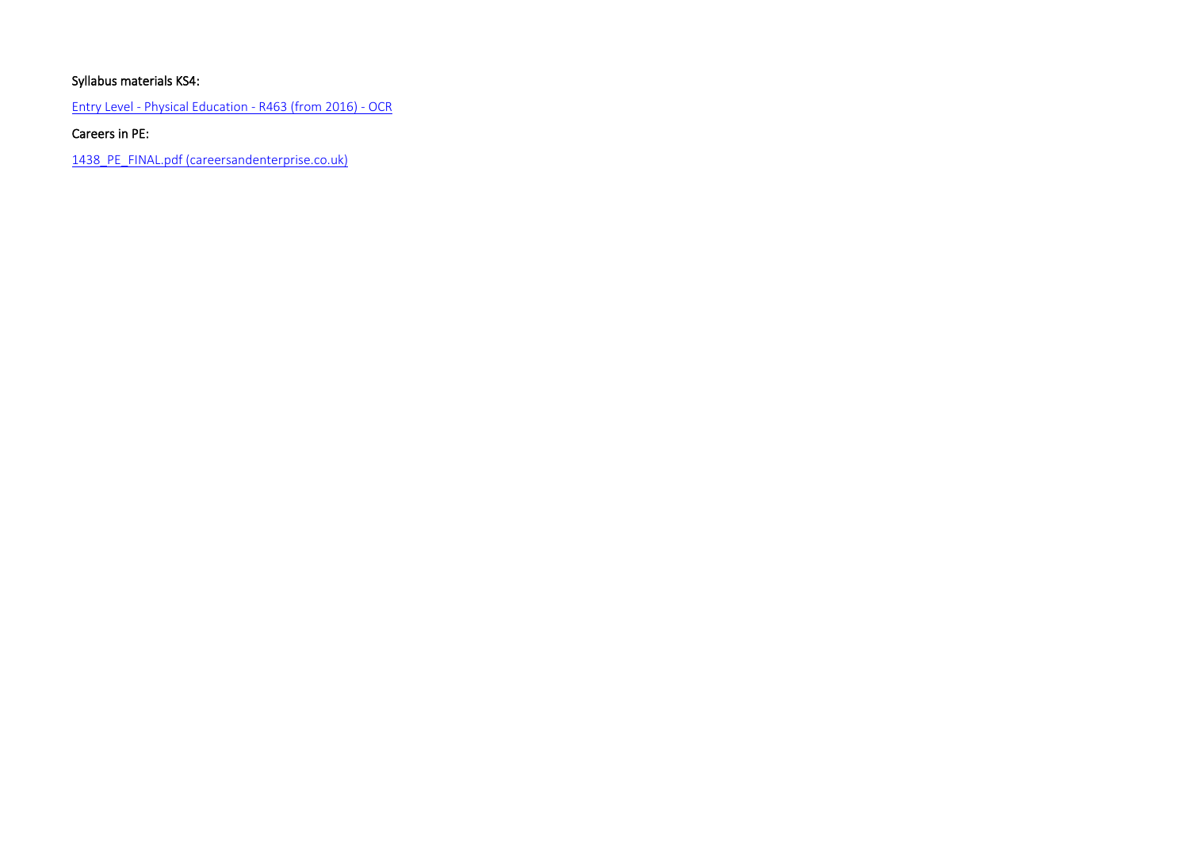Syllabus materials KS4:

Entry Level - Physical Education - R463 (from 2016) - OCR

Careers in PE:

1438_PE_FINAL.pdf (careersandenterprise.co.uk)